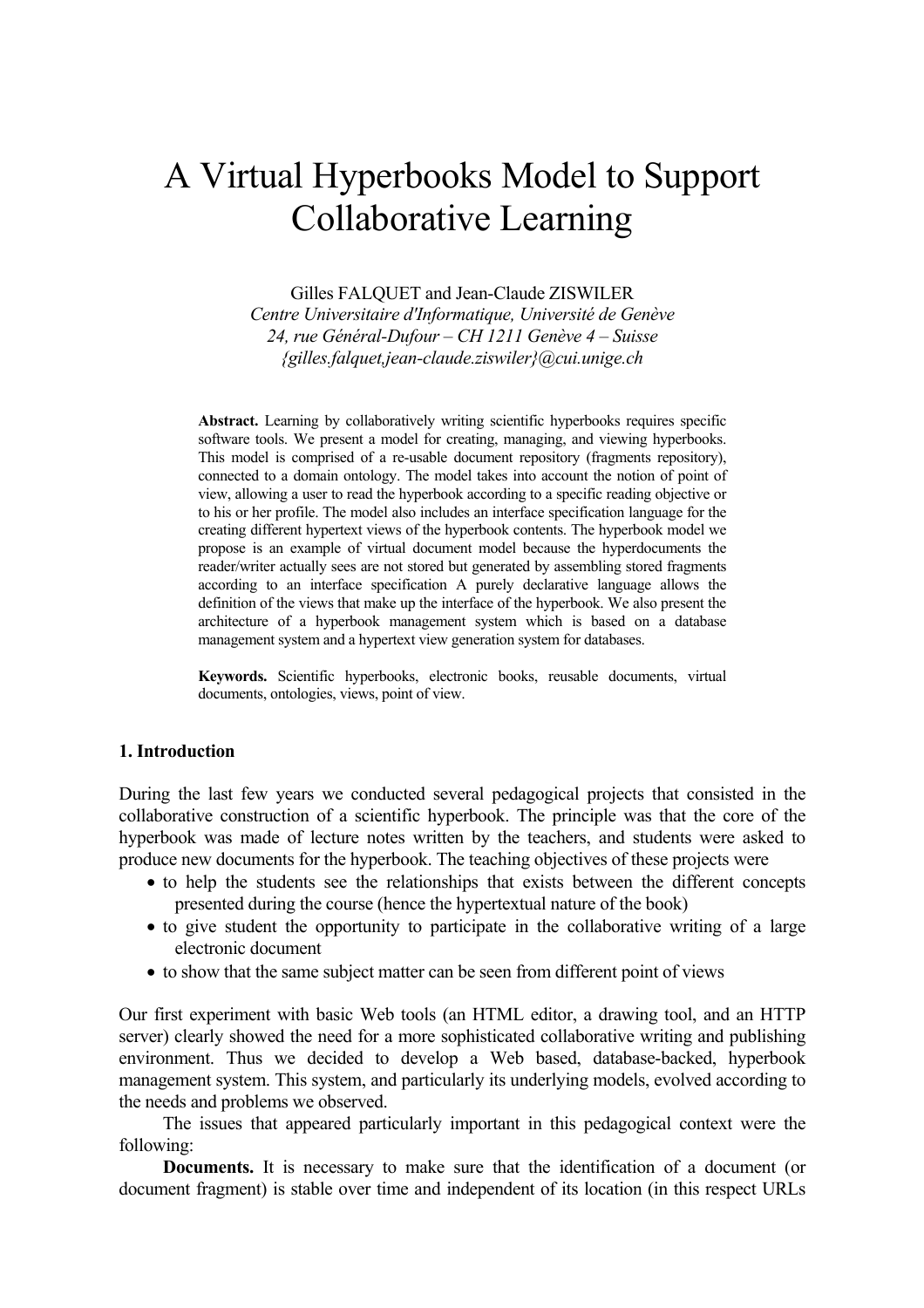# A Virtual Hyperbooks Model to Support Collaborative Learning

Gilles FALQUET and Jean-Claude ZISWILER

*Centre Universitaire d'Informatique, Université de Genève*
*24, rue Général-Dufour – CH 1211 Genève 4 – Suisse*
*{gilles.falquet,jean-claude.ziswiler}@cui.unige.ch*

**Abstract.** Learning by collaboratively writing scientific hyperbooks requires specific software tools. We present a model for creating, managing, and viewing hyperbooks. This model is comprised of a re-usable document repository (fragments repository), connected to a domain ontology. The model takes into account the notion of point of view, allowing a user to read the hyperbook according to a specific reading objective or to his or her profile. The model also includes an interface specification language for the creating different hypertext views of the hyperbook contents. The hyperbook model we propose is an example of virtual document model because the hyperdocuments the reader/writer actually sees are not stored but generated by assembling stored fragments according to an interface specification A purely declarative language allows the definition of the views that make up the interface of the hyperbook. We also present the architecture of a hyperbook management system which is based on a database management system and a hypertext view generation system for databases.

**Keywords.** Scientific hyperbooks, electronic books, reusable documents, virtual documents, ontologies, views, point of view.

## 1. Introduction

During the last few years we conducted several pedagogical projects that consisted in the collaborative construction of a scientific hyperbook. The principle was that the core of the hyperbook was made of lecture notes written by the teachers, and students were asked to produce new documents for the hyperbook. The teaching objectives of these projects were

- to help the students see the relationships that exists between the different concepts presented during the course (hence the hypertextual nature of the book)
- to give student the opportunity to participate in the collaborative writing of a large electronic document
- to show that the same subject matter can be seen from different point of views

Our first experiment with basic Web tools (an HTML editor, a drawing tool, and an HTTP server) clearly showed the need for a more sophisticated collaborative writing and publishing environment. Thus we decided to develop a Web based, database-backed, hyperbook management system. This system, and particularly its underlying models, evolved according to the needs and problems we observed.

The issues that appeared particularly important in this pedagogical context were the following:

**Documents.** It is necessary to make sure that the identification of a document (or document fragment) is stable over time and independent of its location (in this respect URLs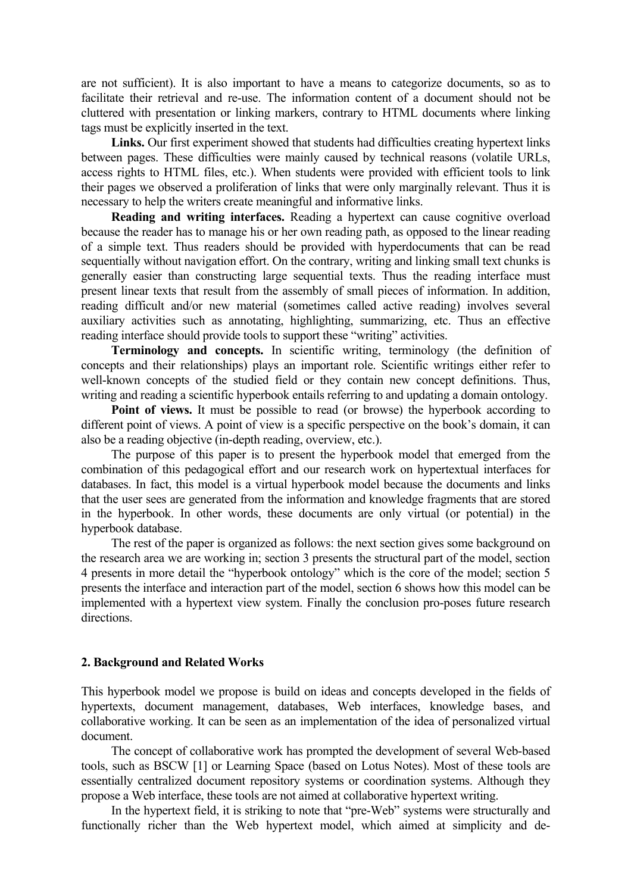are not sufficient). It is also important to have a means to categorize documents, so as to facilitate their retrieval and re-use. The information content of a document should not be cluttered with presentation or linking markers, contrary to HTML documents where linking tags must be explicitly inserted in the text.

**Links.** Our first experiment showed that students had difficulties creating hypertext links between pages. These difficulties were mainly caused by technical reasons (volatile URLs, access rights to HTML files, etc.). When students were provided with efficient tools to link their pages we observed a proliferation of links that were only marginally relevant. Thus it is necessary to help the writers create meaningful and informative links.

**Reading and writing interfaces.** Reading a hypertext can cause cognitive overload because the reader has to manage his or her own reading path, as opposed to the linear reading of a simple text. Thus readers should be provided with hyperdocuments that can be read sequentially without navigation effort. On the contrary, writing and linking small text chunks is generally easier than constructing large sequential texts. Thus the reading interface must present linear texts that result from the assembly of small pieces of information. In addition, reading difficult and/or new material (sometimes called active reading) involves several auxiliary activities such as annotating, highlighting, summarizing, etc. Thus an effective reading interface should provide tools to support these "writing" activities.

**Terminology and concepts.** In scientific writing, terminology (the definition of concepts and their relationships) plays an important role. Scientific writings either refer to well-known concepts of the studied field or they contain new concept definitions. Thus, writing and reading a scientific hyperbook entails referring to and updating a domain ontology.

**Point of views.** It must be possible to read (or browse) the hyperbook according to different point of views. A point of view is a specific perspective on the book's domain, it can also be a reading objective (in-depth reading, overview, etc.).

The purpose of this paper is to present the hyperbook model that emerged from the combination of this pedagogical effort and our research work on hypertextual interfaces for databases. In fact, this model is a virtual hyperbook model because the documents and links that the user sees are generated from the information and knowledge fragments that are stored in the hyperbook. In other words, these documents are only virtual (or potential) in the hyperbook database.

The rest of the paper is organized as follows: the next section gives some background on the research area we are working in; section 3 presents the structural part of the model, section 4 presents in more detail the "hyperbook ontology" which is the core of the model; section 5 presents the interface and interaction part of the model, section 6 shows how this model can be implemented with a hypertext view system. Finally the conclusion pro-poses future research directions.

## 2. Background and Related Works

This hyperbook model we propose is build on ideas and concepts developed in the fields of hypertexts, document management, databases, Web interfaces, knowledge bases, and collaborative working. It can be seen as an implementation of the idea of personalized virtual document.

The concept of collaborative work has prompted the development of several Web-based tools, such as BSCW [1] or Learning Space (based on Lotus Notes). Most of these tools are essentially centralized document repository systems or coordination systems. Although they propose a Web interface, these tools are not aimed at collaborative hypertext writing.

In the hypertext field, it is striking to note that "pre-Web" systems were structurally and functionally richer than the Web hypertext model, which aimed at simplicity and de-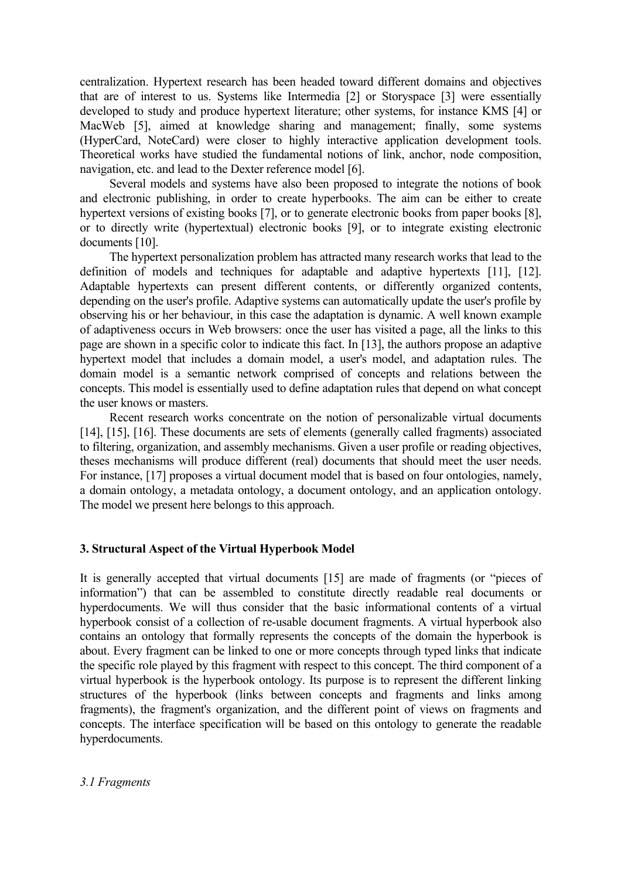centralization. Hypertext research has been headed toward different domains and objectives that are of interest to us. Systems like Intermedia [2] or Storyspace [3] were essentially developed to study and produce hypertext literature; other systems, for instance KMS [4] or MacWeb [5], aimed at knowledge sharing and management; finally, some systems (HyperCard, NoteCard) were closer to highly interactive application development tools. Theoretical works have studied the fundamental notions of link, anchor, node composition, navigation, etc. and lead to the Dexter reference model [6].

Several models and systems have also been proposed to integrate the notions of book and electronic publishing, in order to create hyperbooks. The aim can be either to create hypertext versions of existing books [7], or to generate electronic books from paper books [8], or to directly write (hypertextual) electronic books [9], or to integrate existing electronic documents [10].

The hypertext personalization problem has attracted many research works that lead to the definition of models and techniques for adaptable and adaptive hypertexts [11], [12]. Adaptable hypertexts can present different contents, or differently organized contents, depending on the user's profile. Adaptive systems can automatically update the user's profile by observing his or her behaviour, in this case the adaptation is dynamic. A well known example of adaptiveness occurs in Web browsers: once the user has visited a page, all the links to this page are shown in a specific color to indicate this fact. In [13], the authors propose an adaptive hypertext model that includes a domain model, a user's model, and adaptation rules. The domain model is a semantic network comprised of concepts and relations between the concepts. This model is essentially used to define adaptation rules that depend on what concept the user knows or masters.

Recent research works concentrate on the notion of personalizable virtual documents [14], [15], [16]. These documents are sets of elements (generally called fragments) associated to filtering, organization, and assembly mechanisms. Given a user profile or reading objectives, theses mechanisms will produce different (real) documents that should meet the user needs. For instance, [17] proposes a virtual document model that is based on four ontologies, namely, a domain ontology, a metadata ontology, a document ontology, and an application ontology. The model we present here belongs to this approach.

## 3. Structural Aspect of the Virtual Hyperbook Model

It is generally accepted that virtual documents [15] are made of fragments (or "pieces of information") that can be assembled to constitute directly readable real documents or hyperdocuments. We will thus consider that the basic informational contents of a virtual hyperbook consist of a collection of re-usable document fragments. A virtual hyperbook also contains an ontology that formally represents the concepts of the domain the hyperbook is about. Every fragment can be linked to one or more concepts through typed links that indicate the specific role played by this fragment with respect to this concept. The third component of a virtual hyperbook is the hyperbook ontology. Its purpose is to represent the different linking structures of the hyperbook (links between concepts and fragments and links among fragments), the fragment's organization, and the different point of views on fragments and concepts. The interface specification will be based on this ontology to generate the readable hyperdocuments.

### *3.1 Fragments*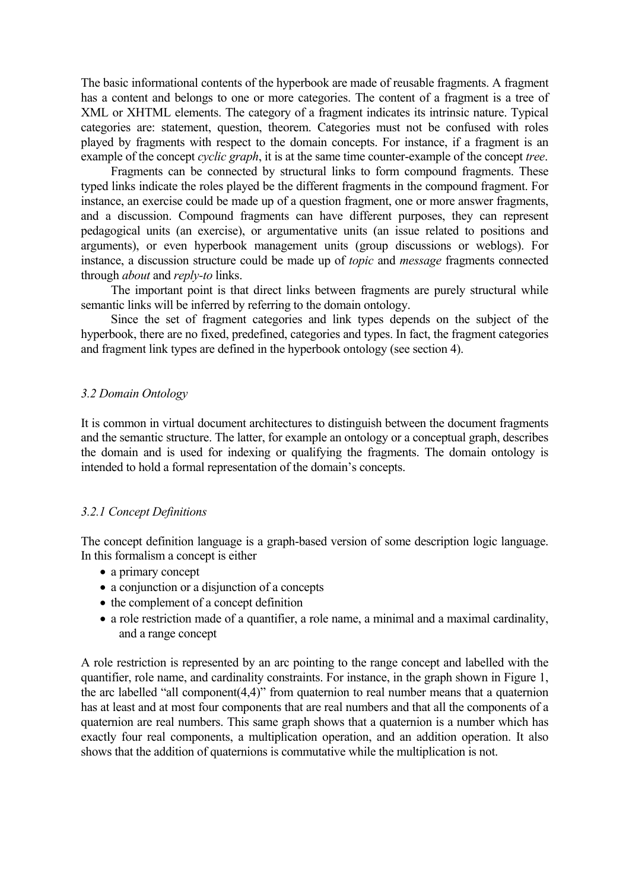The basic informational contents of the hyperbook are made of reusable fragments. A fragment has a content and belongs to one or more categories. The content of a fragment is a tree of XML or XHTML elements. The category of a fragment indicates its intrinsic nature. Typical categories are: statement, question, theorem. Categories must not be confused with roles played by fragments with respect to the domain concepts. For instance, if a fragment is an example of the concept *cyclic graph*, it is at the same time counter-example of the concept *tree*.

Fragments can be connected by structural links to form compound fragments. These typed links indicate the roles played be the different fragments in the compound fragment. For instance, an exercise could be made up of a question fragment, one or more answer fragments, and a discussion. Compound fragments can have different purposes, they can represent pedagogical units (an exercise), or argumentative units (an issue related to positions and arguments), or even hyperbook management units (group discussions or weblogs). For instance, a discussion structure could be made up of *topic* and *message* fragments connected through *about* and *reply-to* links.

The important point is that direct links between fragments are purely structural while semantic links will be inferred by referring to the domain ontology.

Since the set of fragment categories and link types depends on the subject of the hyperbook, there are no fixed, predefined, categories and types. In fact, the fragment categories and fragment link types are defined in the hyperbook ontology (see section 4).

### *3.2 Domain Ontology*

It is common in virtual document architectures to distinguish between the document fragments and the semantic structure. The latter, for example an ontology or a conceptual graph, describes the domain and is used for indexing or qualifying the fragments. The domain ontology is intended to hold a formal representation of the domain's concepts.

#### *3.2.1 Concept Definitions*

The concept definition language is a graph-based version of some description logic language. In this formalism a concept is either

- a primary concept
- a conjunction or a disjunction of a concepts
- the complement of a concept definition
- a role restriction made of a quantifier, a role name, a minimal and a maximal cardinality, and a range concept

A role restriction is represented by an arc pointing to the range concept and labelled with the quantifier, role name, and cardinality constraints. For instance, in the graph shown in Figure 1, the arc labelled "all component(4,4)" from quaternion to real number means that a quaternion has at least and at most four components that are real numbers and that all the components of a quaternion are real numbers. This same graph shows that a quaternion is a number which has exactly four real components, a multiplication operation, and an addition operation. It also shows that the addition of quaternions is commutative while the multiplication is not.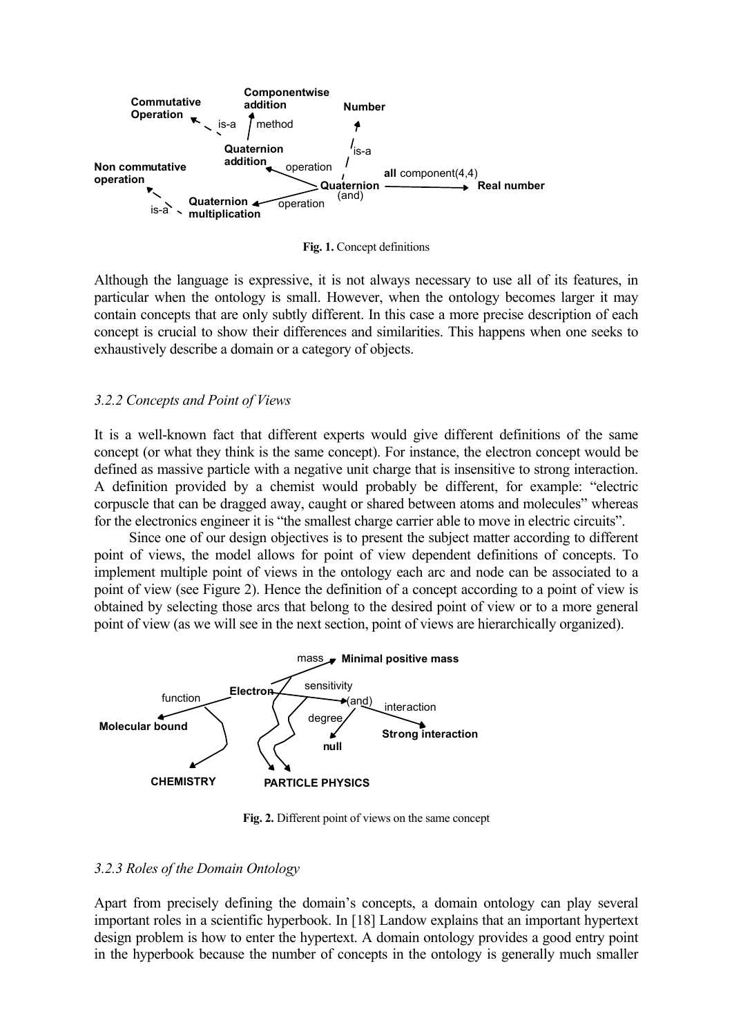Fig. 1. Concept definitions

Although the language is expressive, it is not always necessary to use all of its features, in particular when the ontology is small. However, when the ontology becomes larger it may contain concepts that are only subtly different. In this case a more precise description of each concept is crucial to show their differences and similarities. This happens when one seeks to exhaustively describe a domain or a category of objects.

### *3.2.2 Concepts and Point of Views*

It is a well-known fact that different experts would give different definitions of the same concept (or what they think is the same concept). For instance, the electron concept would be defined as massive particle with a negative unit charge that is insensitive to strong interaction. A definition provided by a chemist would probably be different, for example: "electric corpuscle that can be dragged away, caught or shared between atoms and molecules" whereas for the electronics engineer it is "the smallest charge carrier able to move in electric circuits".

Since one of our design objectives is to present the subject matter according to different point of views, the model allows for point of view dependent definitions of concepts. To implement multiple point of views in the ontology each arc and node can be associated to a point of view (see Figure 2). Hence the definition of a concept according to a point of view is obtained by selecting those arcs that belong to the desired point of view or to a more general point of view (as we will see in the next section, point of views are hierarchically organized).

Fig. 2. Different point of views on the same concept

### *3.2.3 Roles of the Domain Ontology*

Apart from precisely defining the domain's concepts, a domain ontology can play several important roles in a scientific hyperbook. In [18] Landow explains that an important hypertext design problem is how to enter the hypertext. A domain ontology provides a good entry point in the hyperbook because the number of concepts in the ontology is generally much smaller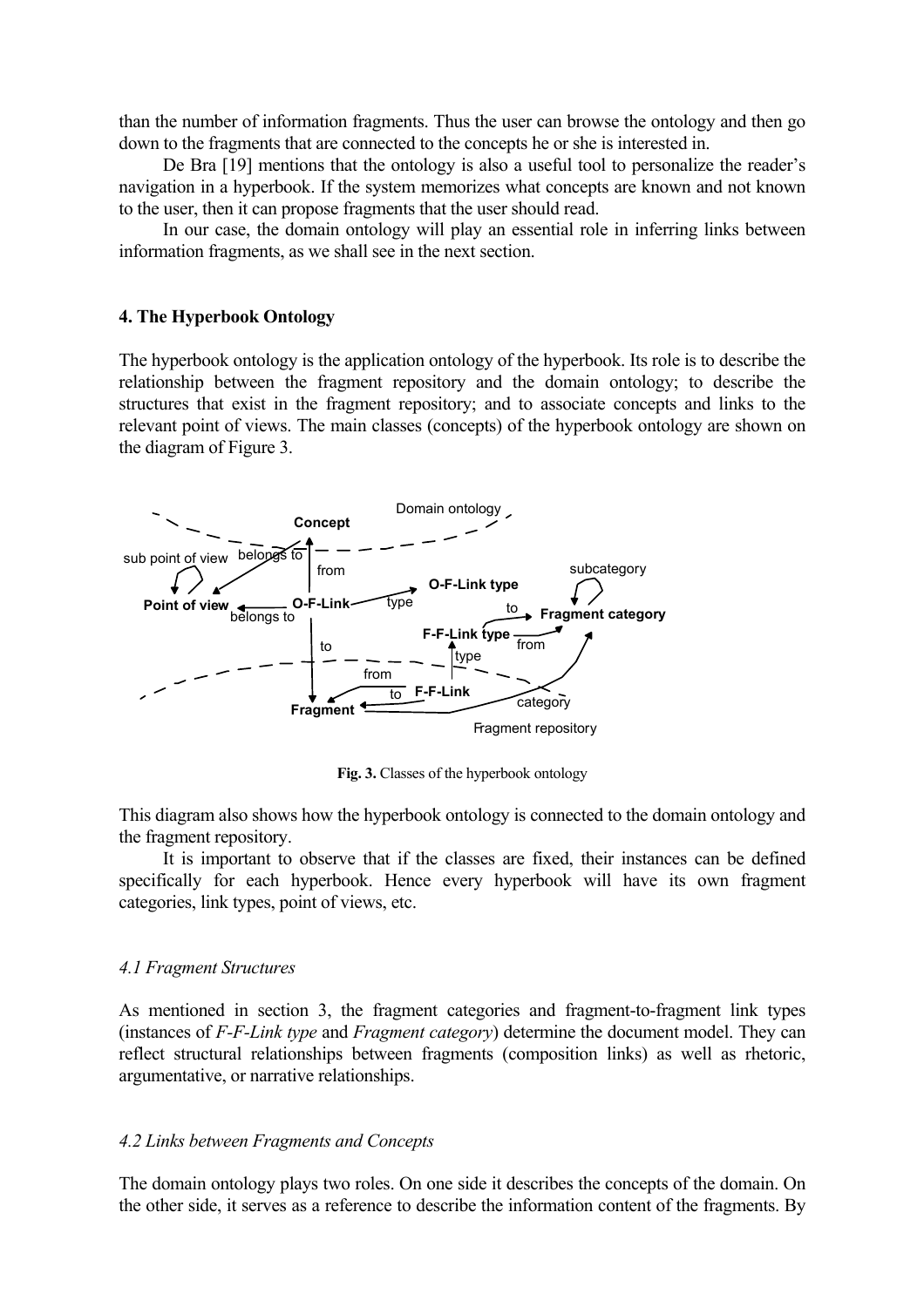than the number of information fragments. Thus the user can browse the ontology and then go down to the fragments that are connected to the concepts he or she is interested in.

De Bra [19] mentions that the ontology is also a useful tool to personalize the reader's navigation in a hyperbook. If the system memorizes what concepts are known and not known to the user, then it can propose fragments that the user should read.

In our case, the domain ontology will play an essential role in inferring links between information fragments, as we shall see in the next section.

## 4. The Hyperbook Ontology

The hyperbook ontology is the application ontology of the hyperbook. Its role is to describe the relationship between the fragment repository and the domain ontology; to describe the structures that exist in the fragment repository; and to associate concepts and links to the relevant point of views. The main classes (concepts) of the hyperbook ontology are shown on the diagram of Figure 3.

**Fig. 3.** Classes of the hyperbook ontology

This diagram also shows how the hyperbook ontology is connected to the domain ontology and the fragment repository.

It is important to observe that if the classes are fixed, their instances can be defined specifically for each hyperbook. Hence every hyperbook will have its own fragment categories, link types, point of views, etc.

### *4.1 Fragment Structures*

As mentioned in section 3, the fragment categories and fragment-to-fragment link types (instances of *F-F-Link type* and *Fragment category*) determine the document model. They can reflect structural relationships between fragments (composition links) as well as rhetoric, argumentative, or narrative relationships.

### *4.2 Links between Fragments and Concepts*

The domain ontology plays two roles. On one side it describes the concepts of the domain. On the other side, it serves as a reference to describe the information content of the fragments. By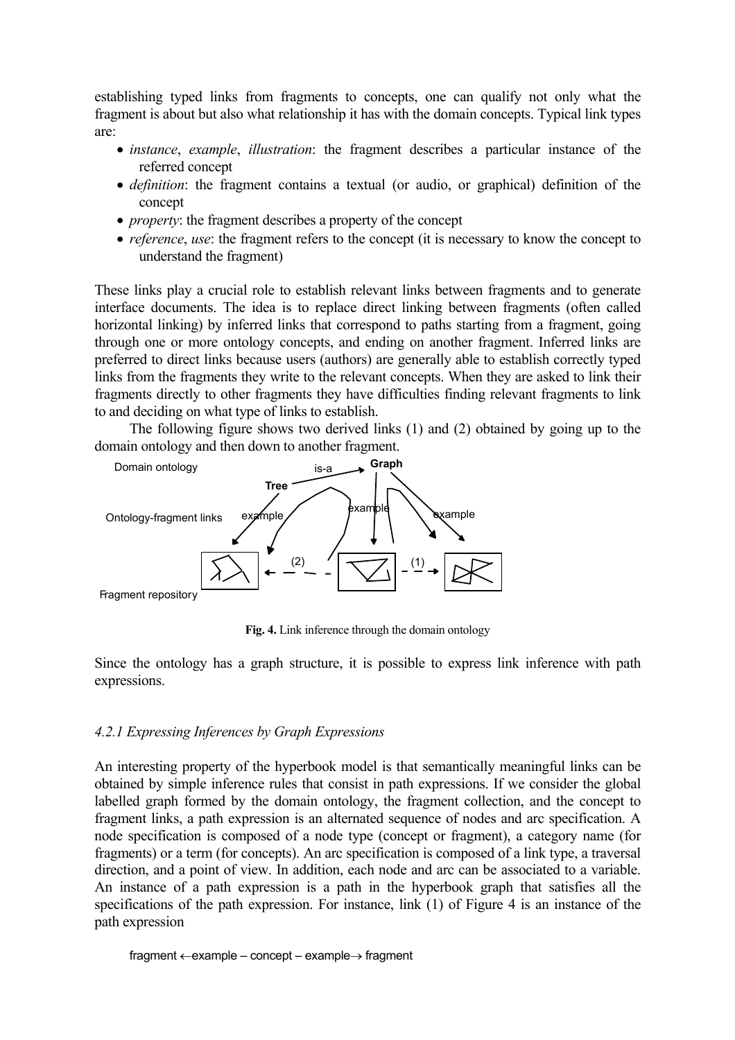establishing typed links from fragments to concepts, one can qualify not only what the fragment is about but also what relationship it has with the domain concepts. Typical link types are:

- *instance*, *example*, *illustration*: the fragment describes a particular instance of the referred concept
- *definition*: the fragment contains a textual (or audio, or graphical) definition of the concept
- *property*: the fragment describes a property of the concept
- *reference*, *use*: the fragment refers to the concept (it is necessary to know the concept to understand the fragment)

These links play a crucial role to establish relevant links between fragments and to generate interface documents. The idea is to replace direct linking between fragments (often called horizontal linking) by inferred links that correspond to paths starting from a fragment, going through one or more ontology concepts, and ending on another fragment. Inferred links are preferred to direct links because users (authors) are generally able to establish correctly typed links from the fragments they write to the relevant concepts. When they are asked to link their fragments directly to other fragments they have difficulties finding relevant fragments to link to and deciding on what type of links to establish.

The following figure shows two derived links (1) and (2) obtained by going up to the domain ontology and then down to another fragment.

Domain ontology — Tree —is-a→ Graph

Ontology-fragment links — example, example, example

Fragment repository — (2), (1)

**Fig. 4.** Link inference through the domain ontology

Since the ontology has a graph structure, it is possible to express link inference with path expressions.

### *4.2.1 Expressing Inferences by Graph Expressions*

An interesting property of the hyperbook model is that semantically meaningful links can be obtained by simple inference rules that consist in path expressions. If we consider the global labelled graph formed by the domain ontology, the fragment collection, and the concept to fragment links, a path expression is an alternated sequence of nodes and arc specification. A node specification is composed of a node type (concept or fragment), a category name (for fragments) or a term (for concepts). An arc specification is composed of a link type, a traversal direction, and a point of view. In addition, each node and arc can be associated to a variable. An instance of a path expression is a path in the hyperbook graph that satisfies all the specifications of the path expression. For instance, link (1) of Figure 4 is an instance of the path expression

fragment ←example – concept – example→ fragment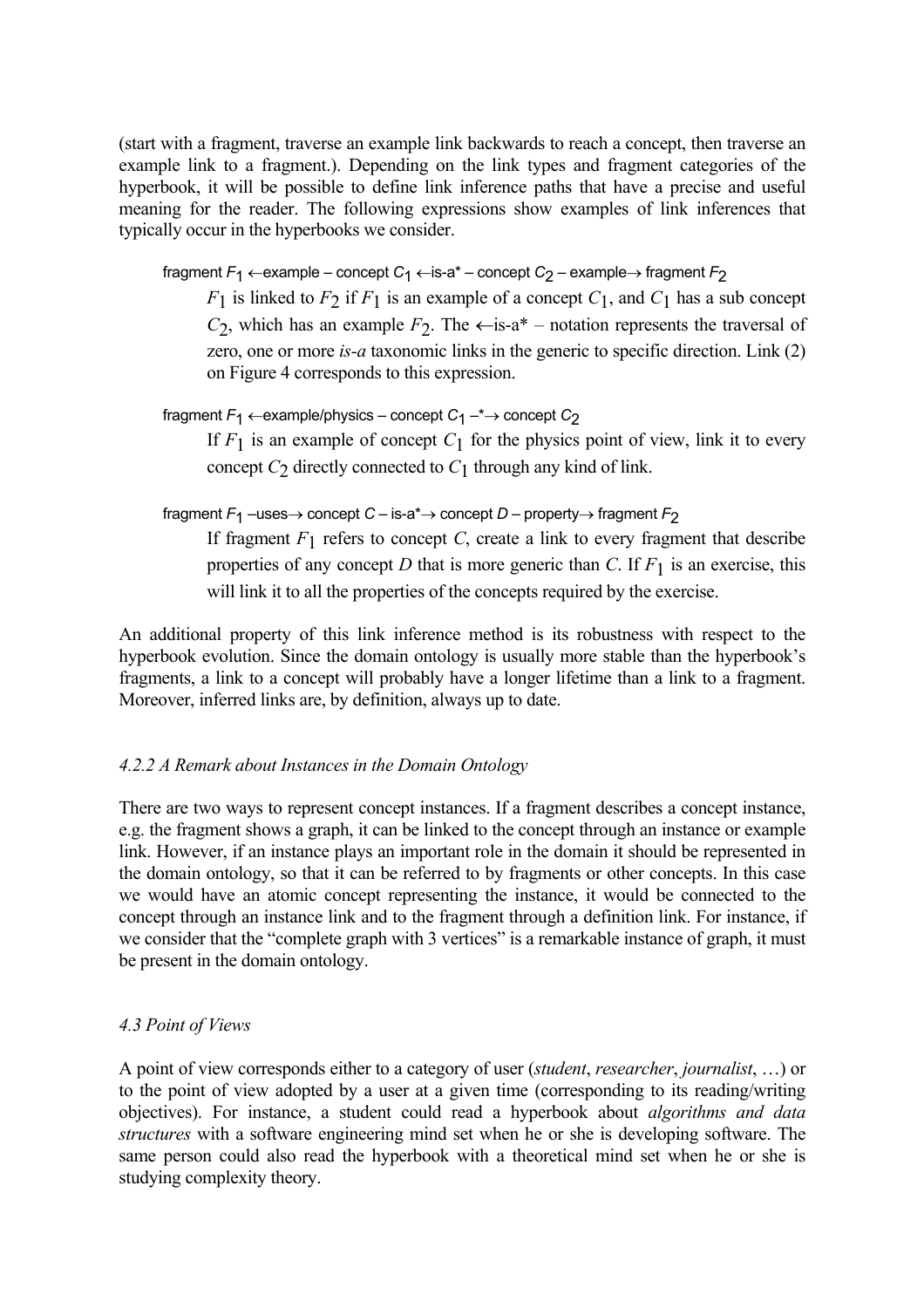(start with a fragment, traverse an example link backwards to reach a concept, then traverse an example link to a fragment.). Depending on the link types and fragment categories of the hyperbook, it will be possible to define link inference paths that have a precise and useful meaning for the reader. The following expressions show examples of link inferences that typically occur in the hyperbooks we consider.

fragment $F_1$ ←example – concept $C_1$ ←is-a* – concept $C_2$ – example→ fragment $F_2$

> $F_1$ is linked to $F_2$ if $F_1$ is an example of a concept $C_1$, and $C_1$ has a sub concept $C_2$, which has an example $F_2$. The ←is-a* – notation represents the traversal of zero, one or more *is-a* taxonomic links in the generic to specific direction. Link (2) on Figure 4 corresponds to this expression.

fragment $F_1$ ←example/physics – concept $C_1$ –*→ concept $C_2$

> If $F_1$ is an example of concept $C_1$ for the physics point of view, link it to every concept $C_2$ directly connected to $C_1$ through any kind of link.

fragment $F_1$ –uses→ concept $C$ – is-a*→ concept $D$ – property→ fragment $F_2$

> If fragment $F_1$ refers to concept $C$, create a link to every fragment that describe properties of any concept $D$ that is more generic than $C$. If $F_1$ is an exercise, this will link it to all the properties of the concepts required by the exercise.

An additional property of this link inference method is its robustness with respect to the hyperbook evolution. Since the domain ontology is usually more stable than the hyperbook's fragments, a link to a concept will probably have a longer lifetime than a link to a fragment. Moreover, inferred links are, by definition, always up to date.

#### *4.2.2 A Remark about Instances in the Domain Ontology*

There are two ways to represent concept instances. If a fragment describes a concept instance, e.g. the fragment shows a graph, it can be linked to the concept through an instance or example link. However, if an instance plays an important role in the domain it should be represented in the domain ontology, so that it can be referred to by fragments or other concepts. In this case we would have an atomic concept representing the instance, it would be connected to the concept through an instance link and to the fragment through a definition link. For instance, if we consider that the "complete graph with 3 vertices" is a remarkable instance of graph, it must be present in the domain ontology.

### *4.3 Point of Views*

A point of view corresponds either to a category of user (*student*, *researcher*, *journalist*, …) or to the point of view adopted by a user at a given time (corresponding to its reading/writing objectives). For instance, a student could read a hyperbook about *algorithms and data structures* with a software engineering mind set when he or she is developing software. The same person could also read the hyperbook with a theoretical mind set when he or she is studying complexity theory.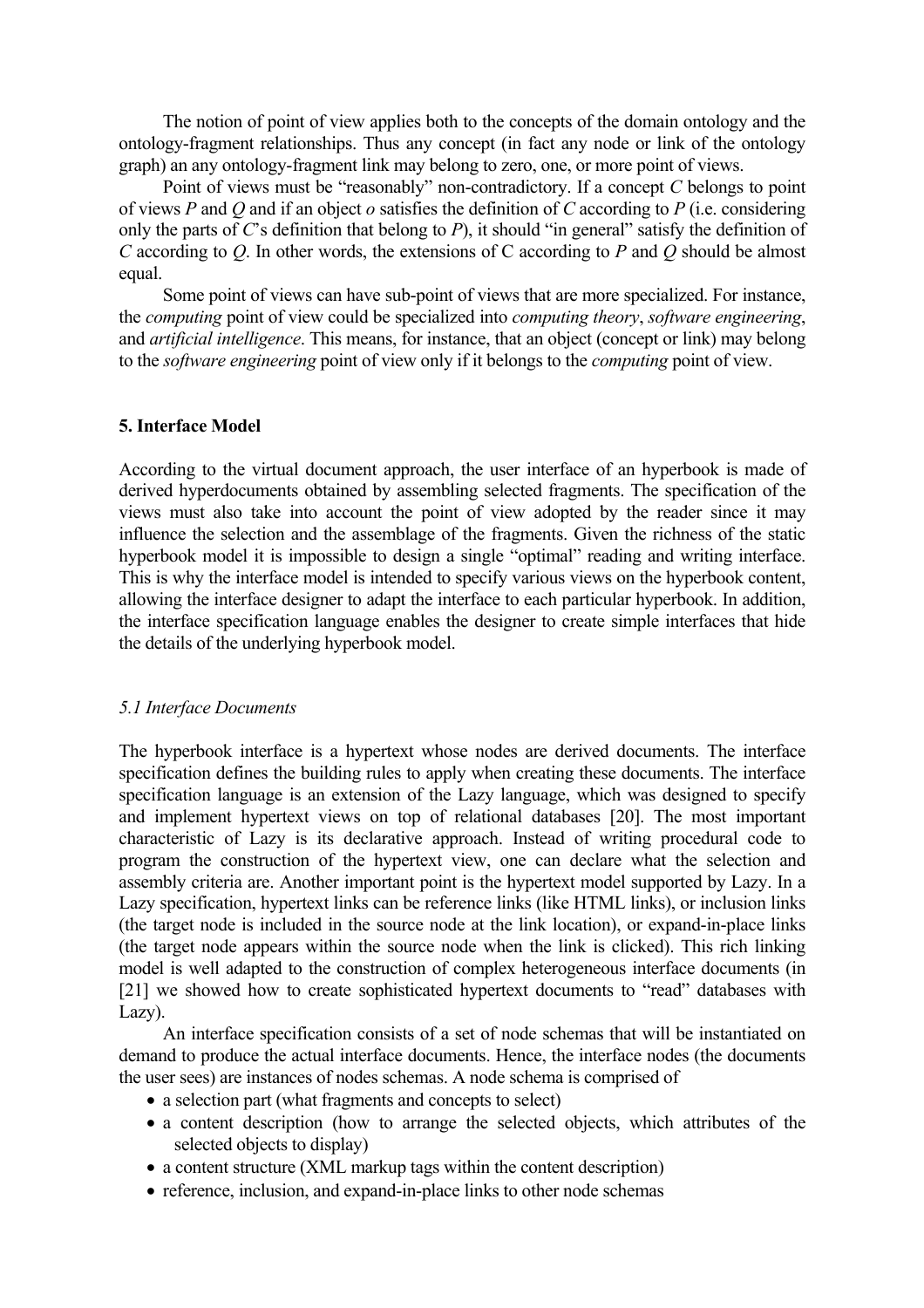The notion of point of view applies both to the concepts of the domain ontology and the ontology-fragment relationships. Thus any concept (in fact any node or link of the ontology graph) an any ontology-fragment link may belong to zero, one, or more point of views.

Point of views must be "reasonably" non-contradictory. If a concept *C* belongs to point of views *P* and *Q* and if an object *o* satisfies the definition of *C* according to *P* (i.e. considering only the parts of *C*'s definition that belong to *P*), it should "in general" satisfy the definition of *C* according to *Q*. In other words, the extensions of C according to *P* and *Q* should be almost equal.

Some point of views can have sub-point of views that are more specialized. For instance, the *computing* point of view could be specialized into *computing theory*, *software engineering*, and *artificial intelligence*. This means, for instance, that an object (concept or link) may belong to the *software engineering* point of view only if it belongs to the *computing* point of view.

## 5. Interface Model

According to the virtual document approach, the user interface of an hyperbook is made of derived hyperdocuments obtained by assembling selected fragments. The specification of the views must also take into account the point of view adopted by the reader since it may influence the selection and the assemblage of the fragments. Given the richness of the static hyperbook model it is impossible to design a single "optimal" reading and writing interface. This is why the interface model is intended to specify various views on the hyperbook content, allowing the interface designer to adapt the interface to each particular hyperbook. In addition, the interface specification language enables the designer to create simple interfaces that hide the details of the underlying hyperbook model.

### *5.1 Interface Documents*

The hyperbook interface is a hypertext whose nodes are derived documents. The interface specification defines the building rules to apply when creating these documents. The interface specification language is an extension of the Lazy language, which was designed to specify and implement hypertext views on top of relational databases [20]. The most important characteristic of Lazy is its declarative approach. Instead of writing procedural code to program the construction of the hypertext view, one can declare what the selection and assembly criteria are. Another important point is the hypertext model supported by Lazy. In a Lazy specification, hypertext links can be reference links (like HTML links), or inclusion links (the target node is included in the source node at the link location), or expand-in-place links (the target node appears within the source node when the link is clicked). This rich linking model is well adapted to the construction of complex heterogeneous interface documents (in [21] we showed how to create sophisticated hypertext documents to "read" databases with Lazy).

An interface specification consists of a set of node schemas that will be instantiated on demand to produce the actual interface documents. Hence, the interface nodes (the documents the user sees) are instances of nodes schemas. A node schema is comprised of

- a selection part (what fragments and concepts to select)
- a content description (how to arrange the selected objects, which attributes of the selected objects to display)
- a content structure (XML markup tags within the content description)
- reference, inclusion, and expand-in-place links to other node schemas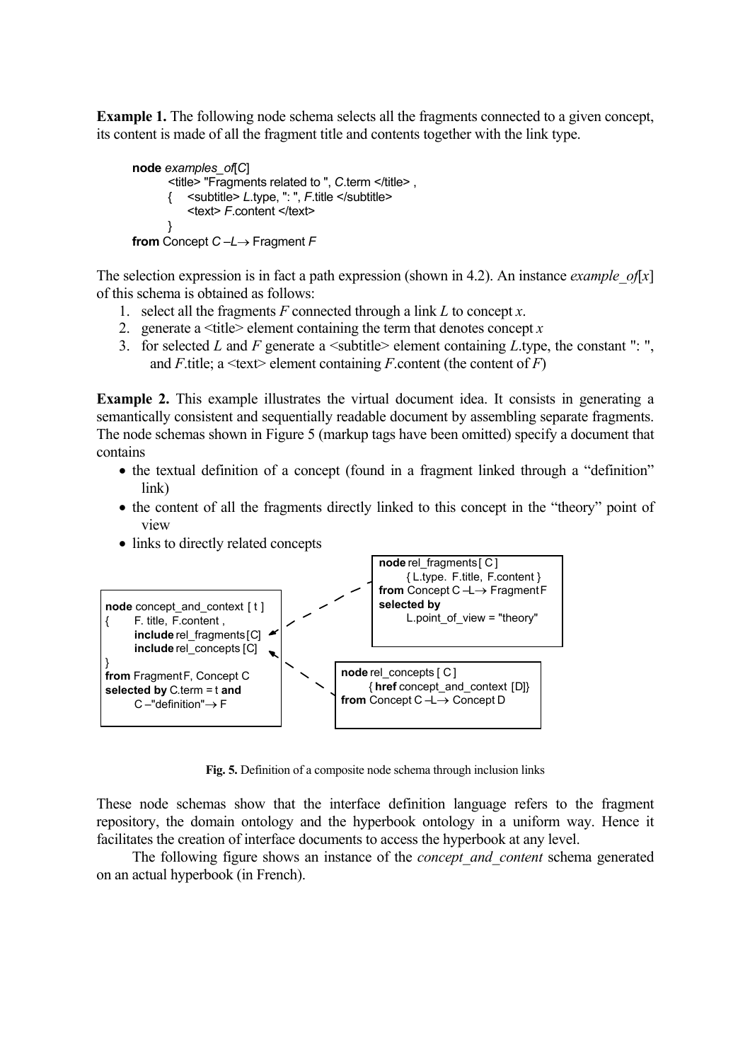**Example 1.** The following node schema selects all the fragments connected to a given concept, its content is made of all the fragment title and contents together with the link type.

```
node examples_of[C]
    <title> "Fragments related to ", C.term </title> ,
    {   <subtitle> L.type, ": ", F.title </subtitle>
        <text> F.content </text>
    }
from Concept C –L→ Fragment F
```

The selection expression is in fact a path expression (shown in 4.2). An instance *example_of*[*x*] of this schema is obtained as follows:

1. select all the fragments *F* connected through a link *L* to concept *x*.
2. generate a <title> element containing the term that denotes concept *x*
3. for selected *L* and *F* generate a <subtitle> element containing *L*.type, the constant ": ", and *F*.title; a <text> element containing *F*.content (the content of *F*)

**Example 2.** This example illustrates the virtual document idea. It consists in generating a semantically consistent and sequentially readable document by assembling separate fragments. The node schemas shown in Figure 5 (markup tags have been omitted) specify a document that contains

- the textual definition of a concept (found in a fragment linked through a "definition" link)
- the content of all the fragments directly linked to this concept in the "theory" point of view
- links to directly related concepts

```
node concept_and_context [ t ]
{   F. title, F.content ,
    include rel_fragments [C]
    include rel_concepts [C]
}
from Fragment F, Concept C
selected by C.term = t and
    C –"definition"→ F
```

```
node rel_fragments [ C ]
    { L.type. F.title, F.content }
from Concept C –L→ Fragment F
selected by
    L.point_of_view = "theory"
```

```
node rel_concepts [ C ]
    { href concept_and_context [D]}
from Concept C –L→ Concept D
```

**Fig. 5.** Definition of a composite node schema through inclusion links

These node schemas show that the interface definition language refers to the fragment repository, the domain ontology and the hyperbook ontology in a uniform way. Hence it facilitates the creation of interface documents to access the hyperbook at any level.

The following figure shows an instance of the *concept_and_content* schema generated on an actual hyperbook (in French).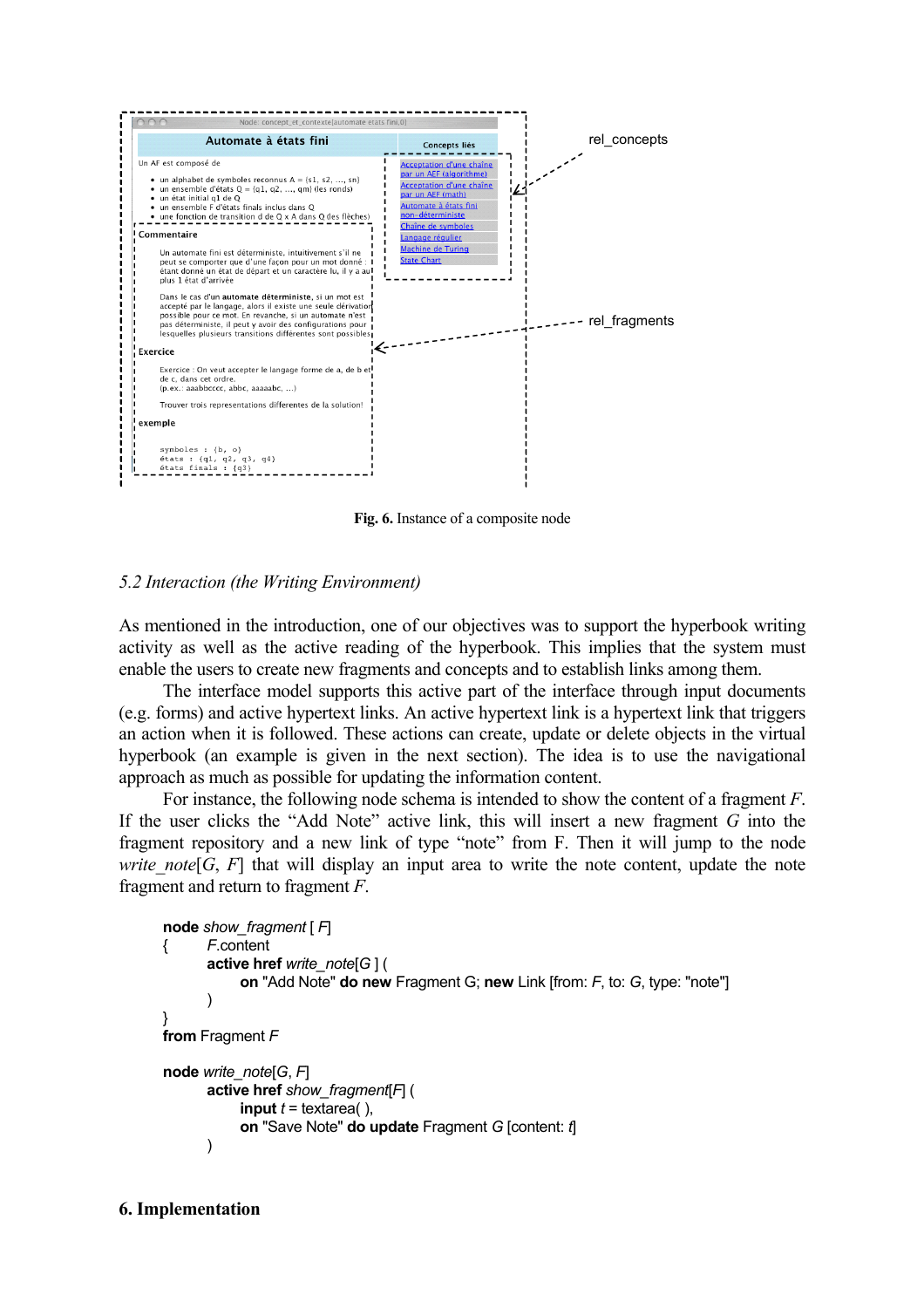**Fig. 6.** Instance of a composite node

### *5.2 Interaction (the Writing Environment)*

As mentioned in the introduction, one of our objectives was to support the hyperbook writing activity as well as the active reading of the hyperbook. This implies that the system must enable the users to create new fragments and concepts and to establish links among them.

The interface model supports this active part of the interface through input documents (e.g. forms) and active hypertext links. An active hypertext link is a hypertext link that triggers an action when it is followed. These actions can create, update or delete objects in the virtual hyperbook (an example is given in the next section). The idea is to use the navigational approach as much as possible for updating the information content.

For instance, the following node schema is intended to show the content of a fragment *F*. If the user clicks the "Add Note" active link, this will insert a new fragment *G* into the fragment repository and a new link of type "note" from F. Then it will jump to the node *write_note*[*G*, *F*] that will display an input area to write the note content, update the note fragment and return to fragment *F*.

```
node show_fragment [ F]
{       F.content
        active href write_note[G ] (
            on "Add Note" do new Fragment G; new Link [from: F, to: G, type: "note"]
        )
}
from Fragment F

node write_note[G, F]
        active href show_fragment[F] (
            input t = textarea( ),
            on "Save Note" do update Fragment G [content: t]
        )
```

## 6. Implementation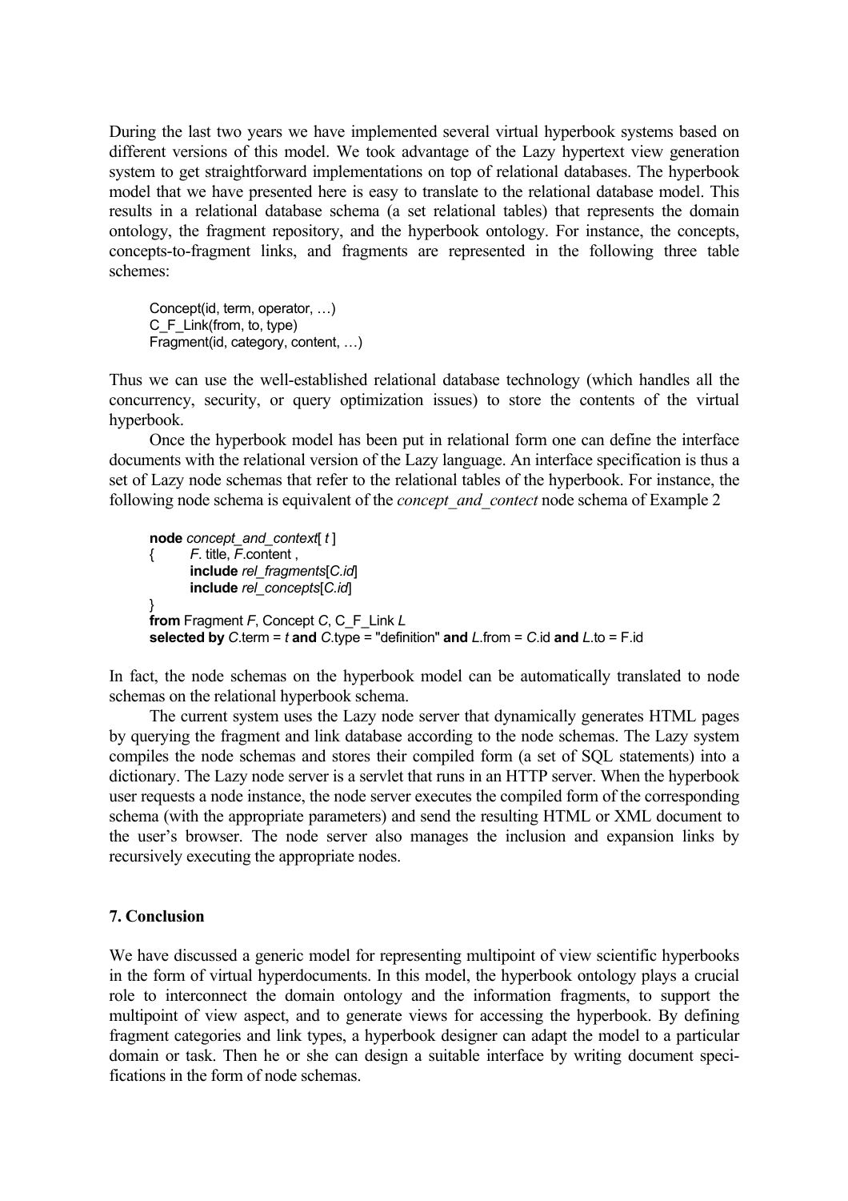During the last two years we have implemented several virtual hyperbook systems based on different versions of this model. We took advantage of the Lazy hypertext view generation system to get straightforward implementations on top of relational databases. The hyperbook model that we have presented here is easy to translate to the relational database model. This results in a relational database schema (a set relational tables) that represents the domain ontology, the fragment repository, and the hyperbook ontology. For instance, the concepts, concepts-to-fragment links, and fragments are represented in the following three table schemes:

```
Concept(id, term, operator, …)
C_F_Link(from, to, type)
Fragment(id, category, content, …)
```

Thus we can use the well-established relational database technology (which handles all the concurrency, security, or query optimization issues) to store the contents of the virtual hyperbook.

Once the hyperbook model has been put in relational form one can define the interface documents with the relational version of the Lazy language. An interface specification is thus a set of Lazy node schemas that refer to the relational tables of the hyperbook. For instance, the following node schema is equivalent of the *concept_and_contect* node schema of Example 2

```
node concept_and_context[ t ]
{       F. title, F.content ,
        include rel_fragments[C.id]
        include rel_concepts[C.id]
}
from Fragment F, Concept C, C_F_Link L
selected by C.term = t and C.type = "definition" and L.from = C.id and L.to = F.id
```

In fact, the node schemas on the hyperbook model can be automatically translated to node schemas on the relational hyperbook schema.

The current system uses the Lazy node server that dynamically generates HTML pages by querying the fragment and link database according to the node schemas. The Lazy system compiles the node schemas and stores their compiled form (a set of SQL statements) into a dictionary. The Lazy node server is a servlet that runs in an HTTP server. When the hyperbook user requests a node instance, the node server executes the compiled form of the corresponding schema (with the appropriate parameters) and send the resulting HTML or XML document to the user's browser. The node server also manages the inclusion and expansion links by recursively executing the appropriate nodes.

## 7. Conclusion

We have discussed a generic model for representing multipoint of view scientific hyperbooks in the form of virtual hyperdocuments. In this model, the hyperbook ontology plays a crucial role to interconnect the domain ontology and the information fragments, to support the multipoint of view aspect, and to generate views for accessing the hyperbook. By defining fragment categories and link types, a hyperbook designer can adapt the model to a particular domain or task. Then he or she can design a suitable interface by writing document specifications in the form of node schemas.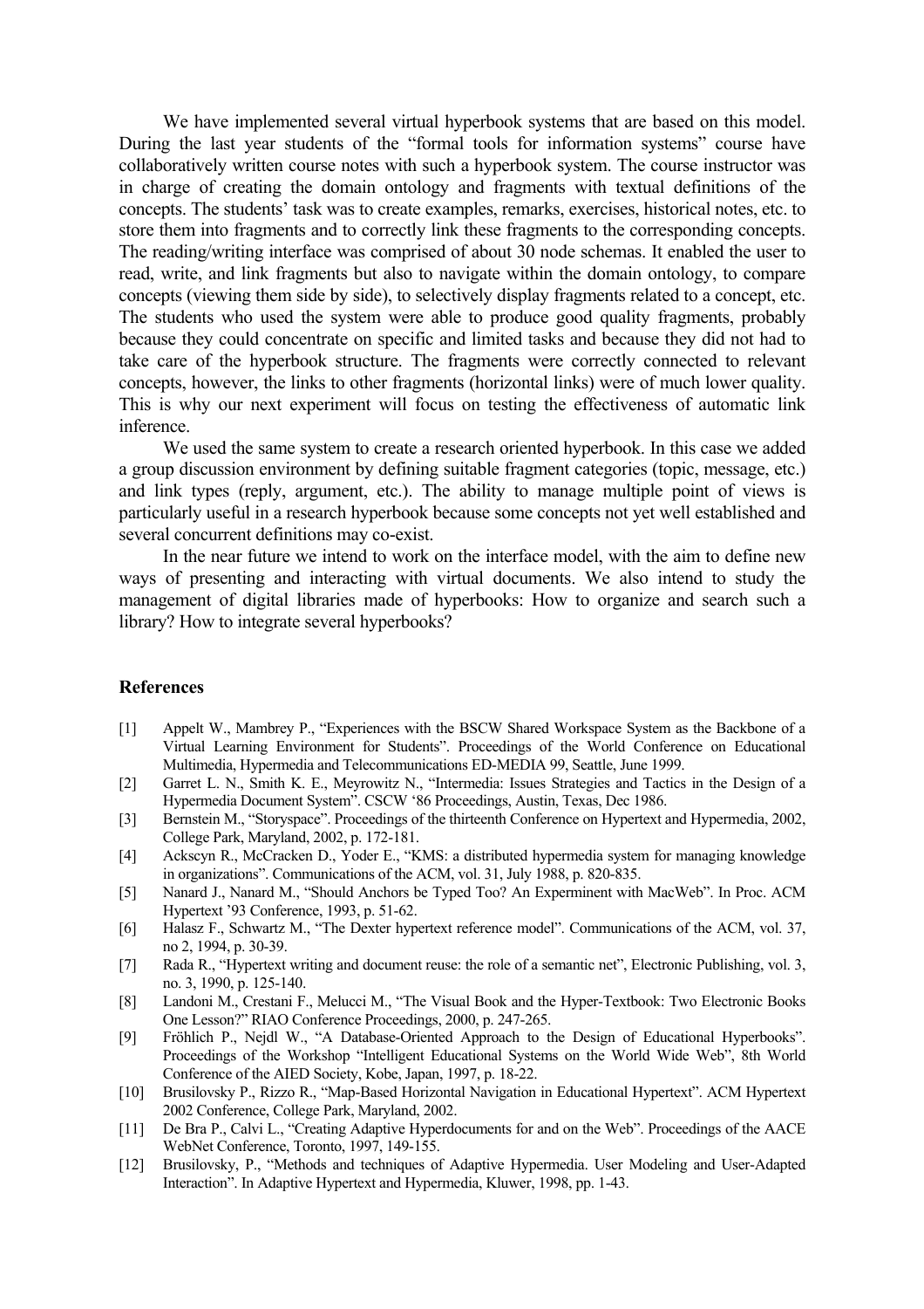We have implemented several virtual hyperbook systems that are based on this model. During the last year students of the "formal tools for information systems" course have collaboratively written course notes with such a hyperbook system. The course instructor was in charge of creating the domain ontology and fragments with textual definitions of the concepts. The students' task was to create examples, remarks, exercises, historical notes, etc. to store them into fragments and to correctly link these fragments to the corresponding concepts. The reading/writing interface was comprised of about 30 node schemas. It enabled the user to read, write, and link fragments but also to navigate within the domain ontology, to compare concepts (viewing them side by side), to selectively display fragments related to a concept, etc. The students who used the system were able to produce good quality fragments, probably because they could concentrate on specific and limited tasks and because they did not had to take care of the hyperbook structure. The fragments were correctly connected to relevant concepts, however, the links to other fragments (horizontal links) were of much lower quality. This is why our next experiment will focus on testing the effectiveness of automatic link inference.

We used the same system to create a research oriented hyperbook. In this case we added a group discussion environment by defining suitable fragment categories (topic, message, etc.) and link types (reply, argument, etc.). The ability to manage multiple point of views is particularly useful in a research hyperbook because some concepts not yet well established and several concurrent definitions may co-exist.

In the near future we intend to work on the interface model, with the aim to define new ways of presenting and interacting with virtual documents. We also intend to study the management of digital libraries made of hyperbooks: How to organize and search such a library? How to integrate several hyperbooks?

## References

[1] Appelt W., Mambrey P., "Experiences with the BSCW Shared Workspace System as the Backbone of a Virtual Learning Environment for Students". Proceedings of the World Conference on Educational Multimedia, Hypermedia and Telecommunications ED-MEDIA 99, Seattle, June 1999.

[2] Garret L. N., Smith K. E., Meyrowitz N., "Intermedia: Issues Strategies and Tactics in the Design of a Hypermedia Document System". CSCW '86 Proceedings, Austin, Texas, Dec 1986.

[3] Bernstein M., "Storyspace". Proceedings of the thirteenth Conference on Hypertext and Hypermedia, 2002, College Park, Maryland, 2002, p. 172-181.

[4] Ackscyn R., McCracken D., Yoder E., "KMS: a distributed hypermedia system for managing knowledge in organizations". Communications of the ACM, vol. 31, July 1988, p. 820-835.

[5] Nanard J., Nanard M., "Should Anchors be Typed Too? An Experminent with MacWeb". In Proc. ACM Hypertext '93 Conference, 1993, p. 51-62.

[6] Halasz F., Schwartz M., "The Dexter hypertext reference model". Communications of the ACM, vol. 37, no 2, 1994, p. 30-39.

[7] Rada R., "Hypertext writing and document reuse: the role of a semantic net", Electronic Publishing, vol. 3, no. 3, 1990, p. 125-140.

[8] Landoni M., Crestani F., Melucci M., "The Visual Book and the Hyper-Textbook: Two Electronic Books One Lesson?" RIAO Conference Proceedings, 2000, p. 247-265.

[9] Fröhlich P., Nejdl W., "A Database-Oriented Approach to the Design of Educational Hyperbooks". Proceedings of the Workshop "Intelligent Educational Systems on the World Wide Web", 8th World Conference of the AIED Society, Kobe, Japan, 1997, p. 18-22.

[10] Brusilovsky P., Rizzo R., "Map-Based Horizontal Navigation in Educational Hypertext". ACM Hypertext 2002 Conference, College Park, Maryland, 2002.

[11] De Bra P., Calvi L., "Creating Adaptive Hyperdocuments for and on the Web". Proceedings of the AACE WebNet Conference, Toronto, 1997, 149-155.

[12] Brusilovsky, P., "Methods and techniques of Adaptive Hypermedia. User Modeling and User-Adapted Interaction". In Adaptive Hypertext and Hypermedia, Kluwer, 1998, pp. 1-43.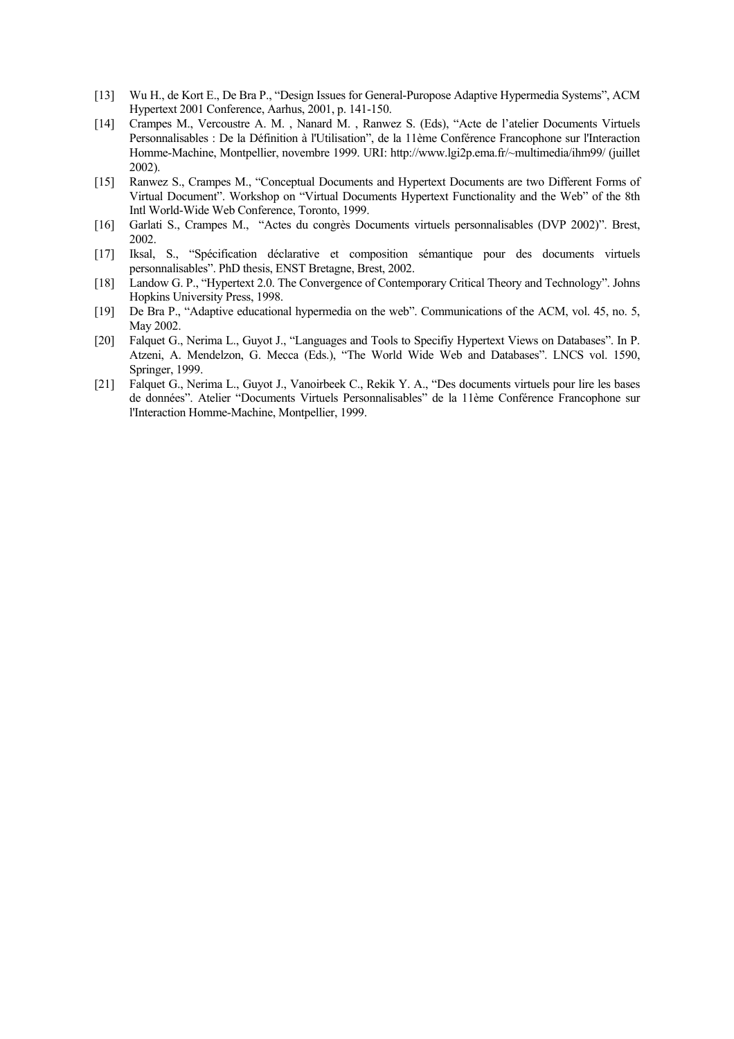[13] Wu H., de Kort E., De Bra P., “Design Issues for General-Puropose Adaptive Hypermedia Systems”, ACM Hypertext 2001 Conference, Aarhus, 2001, p. 141-150.

[14] Crampes M., Vercoustre A. M. , Nanard M. , Ranwez S. (Eds), “Acte de l’atelier Documents Virtuels Personnalisables : De la Définition à l'Utilisation”, de la 11ème Conférence Francophone sur l'Interaction Homme-Machine, Montpellier, novembre 1999. URI: http://www.lgi2p.ema.fr/~multimedia/ihm99/ (juillet 2002).

[15] Ranwez S., Crampes M., “Conceptual Documents and Hypertext Documents are two Different Forms of Virtual Document”. Workshop on “Virtual Documents Hypertext Functionality and the Web” of the 8th Intl World-Wide Web Conference, Toronto, 1999.

[16] Garlati S., Crampes M., “Actes du congrès Documents virtuels personnalisables (DVP 2002)”. Brest, 2002.

[17] Iksal, S., “Spécification déclarative et composition sémantique pour des documents virtuels personnalisables”. PhD thesis, ENST Bretagne, Brest, 2002.

[18] Landow G. P., “Hypertext 2.0. The Convergence of Contemporary Critical Theory and Technology”. Johns Hopkins University Press, 1998.

[19] De Bra P., “Adaptive educational hypermedia on the web”. Communications of the ACM, vol. 45, no. 5, May 2002.

[20] Falquet G., Nerima L., Guyot J., “Languages and Tools to Specifiy Hypertext Views on Databases”. In P. Atzeni, A. Mendelzon, G. Mecca (Eds.), “The World Wide Web and Databases”. LNCS vol. 1590, Springer, 1999.

[21] Falquet G., Nerima L., Guyot J., Vanoirbeek C., Rekik Y. A., “Des documents virtuels pour lire les bases de données”. Atelier “Documents Virtuels Personnalisables” de la 11ème Conférence Francophone sur l'Interaction Homme-Machine, Montpellier, 1999.